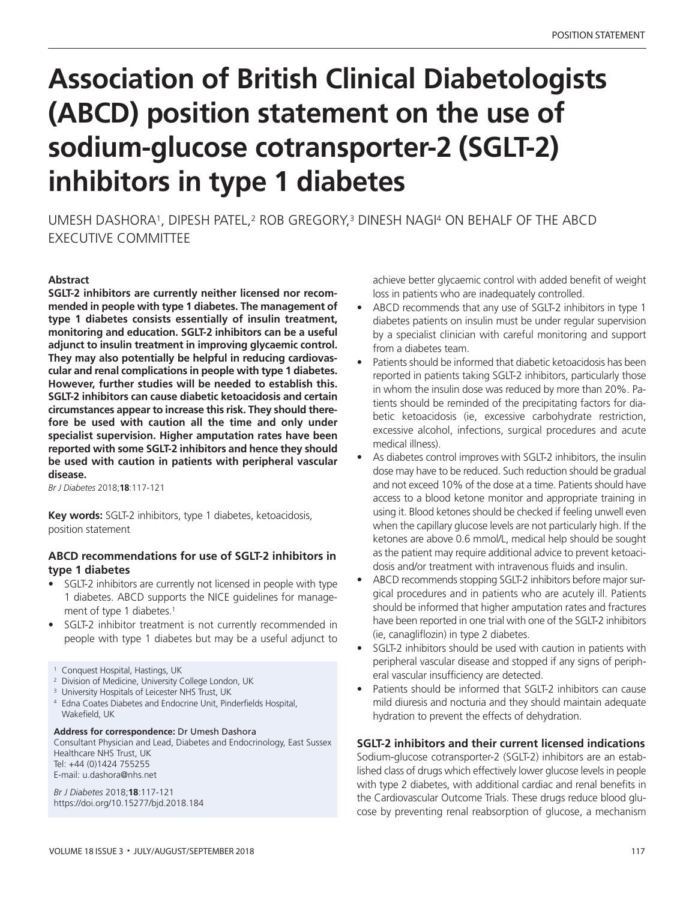# Association of British Clinical Diabetologists (ABCD) position statement on the use of sodium-glucose cotransporter-2 (SGLT-2) inhibitors in type 1 diabetes

UMESH DASHORA[1], DIPESH PATEL,[2] ROB GREGORY,[3] DINESH NAGI[4] ON BEHALF OF THE ABCD EXECUTIVE COMMITTEE

### Abstract

**SGLT-2 inhibitors are currently neither licensed nor recommended in people with type 1 diabetes. The management of type 1 diabetes consists essentially of insulin treatment, monitoring and education. SGLT-2 inhibitors can be a useful adjunct to insulin treatment in improving glycaemic control. They may also potentially be helpful in reducing cardiovascular and renal complications in people with type 1 diabetes. However, further studies will be needed to establish this. SGLT-2 inhibitors can cause diabetic ketoacidosis and certain circumstances appear to increase this risk. They should therefore be used with caution all the time and only under specialist supervision. Higher amputation rates have been reported with some SGLT-2 inhibitors and hence they should be used with caution in patients with peripheral vascular disease.**

*Br J Diabetes* 2018;**18**:117-121

**Key words:** SGLT-2 inhibitors, type 1 diabetes, ketoacidosis, position statement

[1] Conquest Hospital, Hastings, UK
[2] Division of Medicine, University College London, UK
[3] University Hospitals of Leicester NHS Trust, UK
[4] Edna Coates Diabetes and Endocrine Unit, Pinderfields Hospital, Wakefield, UK

**Address for correspondence:** Dr Umesh Dashora
Consultant Physician and Lead, Diabetes and Endocrinology, East Sussex Healthcare NHS Trust, UK
Tel: +44 (0)1424 755255
E-mail: u.dashora@nhs.net

*Br J Diabetes* 2018;**18**:117-121
https://doi.org/10.15277/bjd.2018.184

### ABCD recommendations for use of SGLT-2 inhibitors in type 1 diabetes

- SGLT-2 inhibitors are currently not licensed in people with type 1 diabetes. ABCD supports the NICE guidelines for management of type 1 diabetes.[1]
- SGLT-2 inhibitor treatment is not currently recommended in people with type 1 diabetes but may be a useful adjunct to achieve better glycaemic control with added benefit of weight loss in patients who are inadequately controlled.
- ABCD recommends that any use of SGLT-2 inhibitors in type 1 diabetes patients on insulin must be under regular supervision by a specialist clinician with careful monitoring and support from a diabetes team.
- Patients should be informed that diabetic ketoacidosis has been reported in patients taking SGLT-2 inhibitors, particularly those in whom the insulin dose was reduced by more than 20%. Patients should be reminded of the precipitating factors for diabetic ketoacidosis (ie, excessive carbohydrate restriction, excessive alcohol, infections, surgical procedures and acute medical illness).
- As diabetes control improves with SGLT-2 inhibitors, the insulin dose may have to be reduced. Such reduction should be gradual and not exceed 10% of the dose at a time. Patients should have access to a blood ketone monitor and appropriate training in using it. Blood ketones should be checked if feeling unwell even when the capillary glucose levels are not particularly high. If the ketones are above 0.6 mmol/L, medical help should be sought as the patient may require additional advice to prevent ketoacidosis and/or treatment with intravenous fluids and insulin.
- ABCD recommends stopping SGLT-2 inhibitors before major surgical procedures and in patients who are acutely ill. Patients should be informed that higher amputation rates and fractures have been reported in one trial with one of the SGLT-2 inhibitors (ie, canagliflozin) in type 2 diabetes.
- SGLT-2 inhibitors should be used with caution in patients with peripheral vascular disease and stopped if any signs of peripheral vascular insufficiency are detected.
- Patients should be informed that SGLT-2 inhibitors can cause mild diuresis and nocturia and they should maintain adequate hydration to prevent the effects of dehydration.

### SGLT-2 inhibitors and their current licensed indications

Sodium-glucose cotransporter-2 (SGLT-2) inhibitors are an established class of drugs which effectively lower glucose levels in people with type 2 diabetes, with additional cardiac and renal benefits in the Cardiovascular Outcome Trials. These drugs reduce blood glucose by preventing renal reabsorption of glucose, a mechanism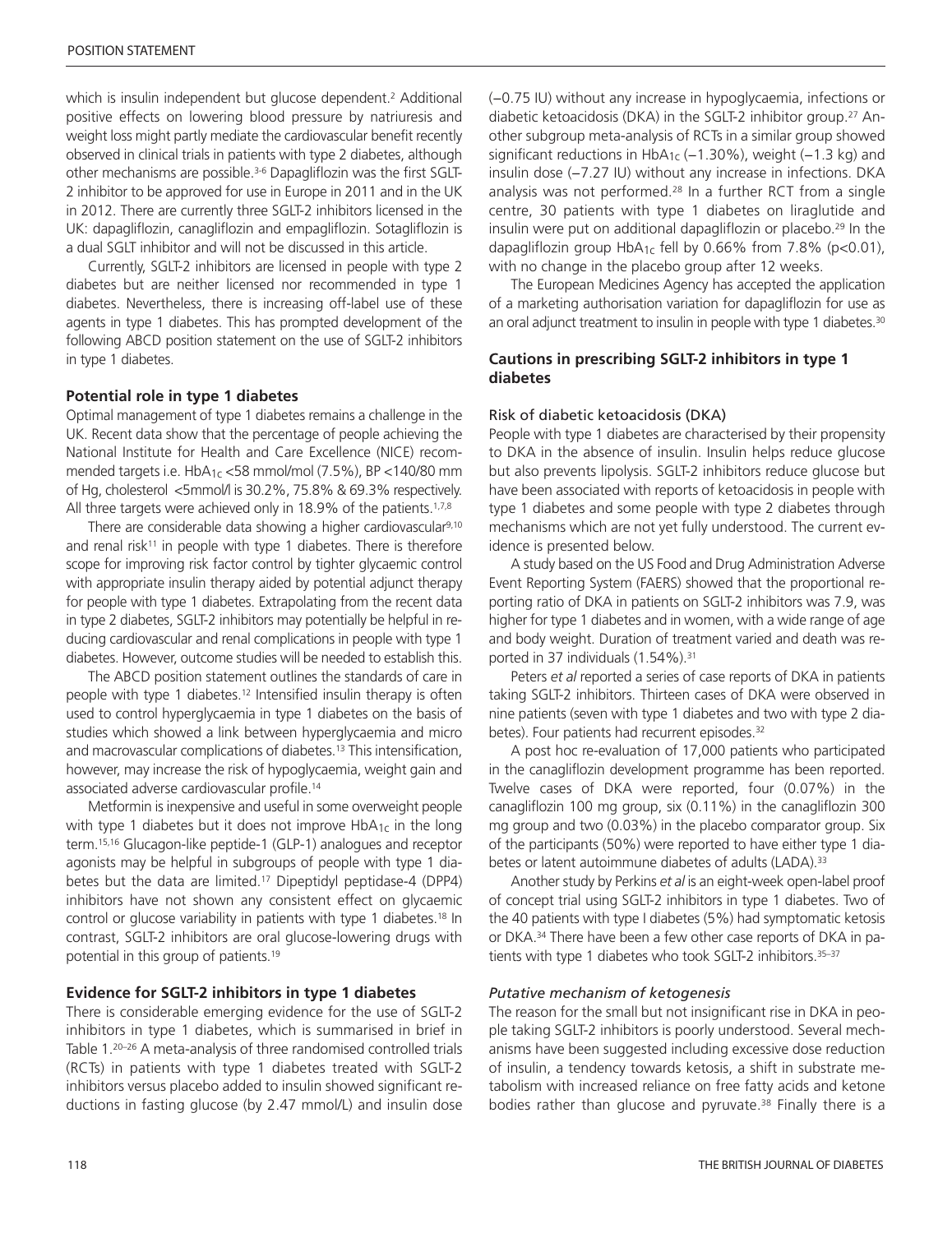which is insulin independent but glucose dependent.[2] Additional positive effects on lowering blood pressure by natriuresis and weight loss might partly mediate the cardiovascular benefit recently observed in clinical trials in patients with type 2 diabetes, although other mechanisms are possible.[3-6] Dapagliflozin was the first SGLT-2 inhibitor to be approved for use in Europe in 2011 and in the UK in 2012. There are currently three SGLT-2 inhibitors licensed in the UK: dapagliflozin, canagliflozin and empagliflozin. Sotagliflozin is a dual SGLT inhibitor and will not be discussed in this article.

Currently, SGLT-2 inhibitors are licensed in people with type 2 diabetes but are neither licensed nor recommended in type 1 diabetes. Nevertheless, there is increasing off-label use of these agents in type 1 diabetes. This has prompted development of the following ABCD position statement on the use of SGLT-2 inhibitors in type 1 diabetes.

## Potential role in type 1 diabetes

Optimal management of type 1 diabetes remains a challenge in the UK. Recent data show that the percentage of people achieving the National Institute for Health and Care Excellence (NICE) recommended targets i.e. $HbA_{1c}$ <58 mmol/mol (7.5%), BP <140/80 mm of Hg, cholesterol <5mmol/l is 30.2%, 75.8% & 69.3% respectively. All three targets were achieved only in 18.9% of the patients.[1,7,8]

There are considerable data showing a higher cardiovascular[9,10] and renal risk[11] in people with type 1 diabetes. There is therefore scope for improving risk factor control by tighter glycaemic control with appropriate insulin therapy aided by potential adjunct therapy for people with type 1 diabetes. Extrapolating from the recent data in type 2 diabetes, SGLT-2 inhibitors may potentially be helpful in reducing cardiovascular and renal complications in people with type 1 diabetes. However, outcome studies will be needed to establish this.

The ABCD position statement outlines the standards of care in people with type 1 diabetes.[12] Intensified insulin therapy is often used to control hyperglycaemia in type 1 diabetes on the basis of studies which showed a link between hyperglycaemia and micro and macrovascular complications of diabetes.[13] This intensification, however, may increase the risk of hypoglycaemia, weight gain and associated adverse cardiovascular profile.[14]

Metformin is inexpensive and useful in some overweight people with type 1 diabetes but it does not improve $HbA_{1c}$ in the long term.[15,16] Glucagon-like peptide-1 (GLP-1) analogues and receptor agonists may be helpful in subgroups of people with type 1 diabetes but the data are limited.[17] Dipeptidyl peptidase-4 (DPP4) inhibitors have not shown any consistent effect on glycaemic control or glucose variability in patients with type 1 diabetes.[18] In contrast, SGLT-2 inhibitors are oral glucose-lowering drugs with potential in this group of patients.[19]

## Evidence for SGLT-2 inhibitors in type 1 diabetes

There is considerable emerging evidence for the use of SGLT-2 inhibitors in type 1 diabetes, which is summarised in brief in Table 1.[20–26] A meta-analysis of three randomised controlled trials (RCTs) in patients with type 1 diabetes treated with SGLT-2 inhibitors versus placebo added to insulin showed significant reductions in fasting glucose (by 2.47 mmol/L) and insulin dose (−0.75 IU) without any increase in hypoglycaemia, infections or diabetic ketoacidosis (DKA) in the SGLT-2 inhibitor group.[27] Another subgroup meta-analysis of RCTs in a similar group showed significant reductions in $HbA_{1c}$ (−1.30%), weight (−1.3 kg) and insulin dose (−7.27 IU) without any increase in infections. DKA analysis was not performed.[28] In a further RCT from a single centre, 30 patients with type 1 diabetes on liraglutide and insulin were put on additional dapagliflozin or placebo.[29] In the dapagliflozin group $HbA_{1c}$ fell by 0.66% from 7.8% ($p<0.01$), with no change in the placebo group after 12 weeks.

The European Medicines Agency has accepted the application of a marketing authorisation variation for dapagliflozin for use as an oral adjunct treatment to insulin in people with type 1 diabetes.[30]

## Cautions in prescribing SGLT-2 inhibitors in type 1 diabetes

### Risk of diabetic ketoacidosis (DKA)

People with type 1 diabetes are characterised by their propensity to DKA in the absence of insulin. Insulin helps reduce glucose but also prevents lipolysis. SGLT-2 inhibitors reduce glucose but have been associated with reports of ketoacidosis in people with type 1 diabetes and some people with type 2 diabetes through mechanisms which are not yet fully understood. The current evidence is presented below.

A study based on the US Food and Drug Administration Adverse Event Reporting System (FAERS) showed that the proportional reporting ratio of DKA in patients on SGLT-2 inhibitors was 7.9, was higher for type 1 diabetes and in women, with a wide range of age and body weight. Duration of treatment varied and death was reported in 37 individuals (1.54%).[31]

Peters *et al* reported a series of case reports of DKA in patients taking SGLT-2 inhibitors. Thirteen cases of DKA were observed in nine patients (seven with type 1 diabetes and two with type 2 diabetes). Four patients had recurrent episodes.[32]

A post hoc re-evaluation of 17,000 patients who participated in the canagliflozin development programme has been reported. Twelve cases of DKA were reported, four (0.07%) in the canagliflozin 100 mg group, six (0.11%) in the canagliflozin 300 mg group and two (0.03%) in the placebo comparator group. Six of the participants (50%) were reported to have either type 1 diabetes or latent autoimmune diabetes of adults (LADA).[33]

Another study by Perkins *et al* is an eight-week open-label proof of concept trial using SGLT-2 inhibitors in type 1 diabetes. Two of the 40 patients with type I diabetes (5%) had symptomatic ketosis or DKA.[34] There have been a few other case reports of DKA in patients with type 1 diabetes who took SGLT-2 inhibitors.[35–37]

#### *Putative mechanism of ketogenesis*

The reason for the small but not insignificant rise in DKA in people taking SGLT-2 inhibitors is poorly understood. Several mechanisms have been suggested including excessive dose reduction of insulin, a tendency towards ketosis, a shift in substrate metabolism with increased reliance on free fatty acids and ketone bodies rather than glucose and pyruvate.[38] Finally there is a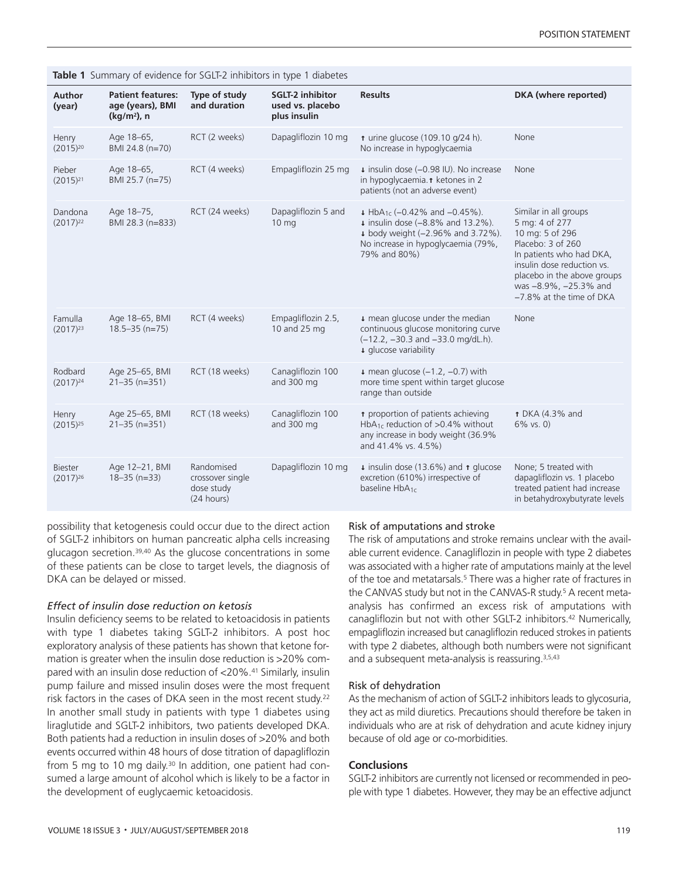**Table 1** Summary of evidence for SGLT-2 inhibitors in type 1 diabetes

| Author (year) | Patient features: age (years), BMI ($kg/m^2$), n | Type of study and duration | SGLT-2 inhibitor used vs. placebo plus insulin | Results | DKA (where reported) |
|---|---|---|---|---|---|
| Henry (2015)[20] | Age 18–65, BMI 24.8 (n=70) | RCT (2 weeks) | Dapagliflozin 10 mg | ↑ urine glucose (109.10 g/24 h). No increase in hypoglycaemia | None |
| Pieber (2015)[21] | Age 18–65, BMI 25.7 (n=75) | RCT (4 weeks) | Empagliflozin 25 mg | ↓ insulin dose (–0.98 IU). No increase in hypoglycaemia. ↑ ketones in 2 patients (not an adverse event) | None |
| Dandona (2017)[22] | Age 18–75, BMI 28.3 (n=833) | RCT (24 weeks) | Dapagliflozin 5 and 10 mg | ↓ $HbA_{1c}$ (–0.42% and –0.45%). ↓ insulin dose (–8.8% and 13.2%). ↓ body weight (–2.96% and 3.72%). No increase in hypoglycaemia (79%, 79% and 80%) | Similar in all groups 5 mg: 4 of 277 10 mg: 5 of 296 Placebo: 3 of 260 In patients who had DKA, insulin dose reduction vs. placebo in the above groups was –8.9%, –25.3% and –7.8% at the time of DKA |
| Famulla (2017)[23] | Age 18–65, BMI 18.5–35 (n=75) | RCT (4 weeks) | Empagliflozin 2.5, 10 and 25 mg | ↓ mean glucose under the median continuous glucose monitoring curve (–12.2, –30.3 and –33.0 mg/dL.h). ↓ glucose variability | None |
| Rodbard (2017)[24] | Age 25–65, BMI 21–35 (n=351) | RCT (18 weeks) | Canagliflozin 100 and 300 mg | ↓ mean glucose (–1.2, –0.7) with more time spent within target glucose range than outside | |
| Henry (2015)[25] | Age 25–65, BMI 21–35 (n=351) | RCT (18 weeks) | Canagliflozin 100 and 300 mg | ↑ proportion of patients achieving $HbA_{1c}$ reduction of >0.4% without any increase in body weight (36.9% and 41.4% vs. 4.5%) | ↑ DKA (4.3% and 6% vs. 0) |
| Biester (2017)[26] | Age 12–21, BMI 18–35 (n=33) | Randomised crossover single dose study (24 hours) | Dapagliflozin 10 mg | ↓ insulin dose (13.6%) and ↑ glucose excretion (610%) irrespective of baseline $HbA_{1c}$ | None; 5 treated with dapagliflozin vs. 1 placebo treated patient had increase in betahydroxybutyrate levels |

possibility that ketogenesis could occur due to the direct action of SGLT-2 inhibitors on human pancreatic alpha cells increasing glucagon secretion.[39,40] As the glucose concentrations in some of these patients can be close to target levels, the diagnosis of DKA can be delayed or missed.

### *Effect of insulin dose reduction on ketosis*

Insulin deficiency seems to be related to ketoacidosis in patients with type 1 diabetes taking SGLT-2 inhibitors. A post hoc exploratory analysis of these patients has shown that ketone formation is greater when the insulin dose reduction is >20% compared with an insulin dose reduction of <20%.[41] Similarly, insulin pump failure and missed insulin doses were the most frequent risk factors in the cases of DKA seen in the most recent study.[22] In another small study in patients with type 1 diabetes using liraglutide and SGLT-2 inhibitors, two patients developed DKA. Both patients had a reduction in insulin doses of >20% and both events occurred within 48 hours of dose titration of dapagliflozin from 5 mg to 10 mg daily.[30] In addition, one patient had consumed a large amount of alcohol which is likely to be a factor in the development of euglycaemic ketoacidosis.

### Risk of amputations and stroke

The risk of amputations and stroke remains unclear with the available current evidence. Canagliflozin in people with type 2 diabetes was associated with a higher rate of amputations mainly at the level of the toe and metatarsals.[5] There was a higher rate of fractures in the CANVAS study but not in the CANVAS-R study.[5] A recent meta-analysis has confirmed an excess risk of amputations with canagliflozin but not with other SGLT-2 inhibitors.[42] Numerically, empagliflozin increased but canagliflozin reduced strokes in patients with type 2 diabetes, although both numbers were not significant and a subsequent meta-analysis is reassuring.[3,5,43]

### Risk of dehydration

As the mechanism of action of SGLT-2 inhibitors leads to glycosuria, they act as mild diuretics. Precautions should therefore be taken in individuals who are at risk of dehydration and acute kidney injury because of old age or co-morbidities.

## Conclusions

SGLT-2 inhibitors are currently not licensed or recommended in people with type 1 diabetes. However, they may be an effective adjunct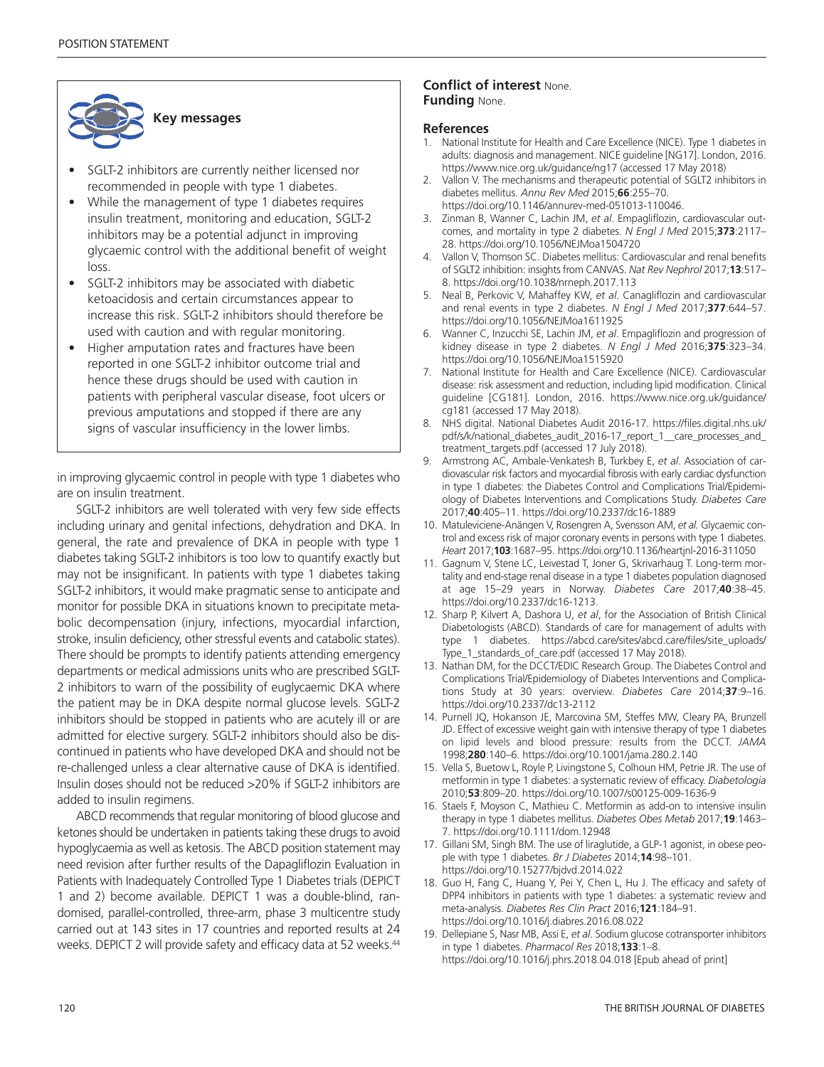## Key messages

- SGLT-2 inhibitors are currently neither licensed nor recommended in people with type 1 diabetes.
- While the management of type 1 diabetes requires insulin treatment, monitoring and education, SGLT-2 inhibitors may be a potential adjunct in improving glycaemic control with the additional benefit of weight loss.
- SGLT-2 inhibitors may be associated with diabetic ketoacidosis and certain circumstances appear to increase this risk. SGLT-2 inhibitors should therefore be used with caution and with regular monitoring.
- Higher amputation rates and fractures have been reported in one SGLT-2 inhibitor outcome trial and hence these drugs should be used with caution in patients with peripheral vascular disease, foot ulcers or previous amputations and stopped if there are any signs of vascular insufficiency in the lower limbs.

in improving glycaemic control in people with type 1 diabetes who are on insulin treatment.

SGLT-2 inhibitors are well tolerated with very few side effects including urinary and genital infections, dehydration and DKA. In general, the rate and prevalence of DKA in people with type 1 diabetes taking SGLT-2 inhibitors is too low to quantify exactly but may not be insignificant. In patients with type 1 diabetes taking SGLT-2 inhibitors, it would make pragmatic sense to anticipate and monitor for possible DKA in situations known to precipitate metabolic decompensation (injury, infections, myocardial infarction, stroke, insulin deficiency, other stressful events and catabolic states). There should be prompts to identify patients attending emergency departments or medical admissions units who are prescribed SGLT-2 inhibitors to warn of the possibility of euglycaemic DKA where the patient may be in DKA despite normal glucose levels. SGLT-2 inhibitors should be stopped in patients who are acutely ill or are admitted for elective surgery. SGLT-2 inhibitors should also be discontinued in patients who have developed DKA and should not be re-challenged unless a clear alternative cause of DKA is identified. Insulin doses should not be reduced >20% if SGLT-2 inhibitors are added to insulin regimens.

ABCD recommends that regular monitoring of blood glucose and ketones should be undertaken in patients taking these drugs to avoid hypoglycaemia as well as ketosis. The ABCD position statement may need revision after further results of the Dapagliflozin Evaluation in Patients with Inadequately Controlled Type 1 Diabetes trials (DEPICT 1 and 2) become available. DEPICT 1 was a double-blind, randomised, parallel-controlled, three-arm, phase 3 multicentre study carried out at 143 sites in 17 countries and reported results at 24 weeks. DEPICT 2 will provide safety and efficacy data at 52 weeks.[44]

**Conflict of interest** None.
**Funding** None.

## References

1. National Institute for Health and Care Excellence (NICE). Type 1 diabetes in adults: diagnosis and management. NICE guideline [NG17]. London, 2016. https://www.nice.org.uk/guidance/ng17 (accessed 17 May 2018)
2. Vallon V. The mechanisms and therapeutic potential of SGLT2 inhibitors in diabetes mellitus. *Annu Rev Med* 2015;**66**:255–70. https://doi.org/10.1146/annurev-med-051013-110046.
3. Zinman B, Wanner C, Lachin JM, *et al*. Empagliflozin, cardiovascular outcomes, and mortality in type 2 diabetes. *N Engl J Med* 2015;**373**:2117–28. https://doi.org/10.1056/NEJMoa1504720
4. Vallon V, Thomson SC. Diabetes mellitus: Cardiovascular and renal benefits of SGLT2 inhibition: insights from CANVAS. *Nat Rev Nephrol* 2017;**13**:517–8. https://doi.org/10.1038/nrneph.2017.113
5. Neal B, Perkovic V, Mahaffey KW, *et al*. Canagliflozin and cardiovascular and renal events in type 2 diabetes. *N Engl J Med* 2017;**377**:644–57. https://doi.org/10.1056/NEJMoa1611925
6. Wanner C, Inzucchi SE, Lachin JM, *et al*. Empagliflozin and progression of kidney disease in type 2 diabetes. *N Engl J Med* 2016;**375**:323–34. https://doi.org/10.1056/NEJMoa1515920
7. National Institute for Health and Care Excellence (NICE). Cardiovascular disease: risk assessment and reduction, including lipid modification. Clinical guideline [CG181]. London, 2016. https://www.nice.org.uk/guidance/cg181 (accessed 17 May 2018).
8. NHS digital. National Diabetes Audit 2016-17. https://files.digital.nhs.uk/pdf/s/k/national_diabetes_audit_2016-17_report_1__care_processes_and_treatment_targets.pdf (accessed 17 July 2018).
9. Armstrong AC, Ambale-Venkatesh B, Turkbey E, *et al*. Association of cardiovascular risk factors and myocardial fibrosis with early cardiac dysfunction in type 1 diabetes: the Diabetes Control and Complications Trial/Epidemiology of Diabetes Interventions and Complications Study. *Diabetes Care* 2017;**40**:405–11. https://doi.org/10.2337/dc16-1889
10. Matuleviciene-Anängen V, Rosengren A, Svensson AM, *et al.* Glycaemic control and excess risk of major coronary events in persons with type 1 diabetes. *Heart* 2017;**103**:1687–95. https://doi.org/10.1136/heartjnl-2016-311050
11. Gagnum V, Stene LC, Leivestad T, Joner G, Skrivarhaug T. Long-term mortality and end-stage renal disease in a type 1 diabetes population diagnosed at age 15–29 years in Norway. *Diabetes Care* 2017;**40**:38–45. https://doi.org/10.2337/dc16-1213.
12. Sharp P, Kilvert A, Dashora U, *et al*, for the Association of British Clinical Diabetologists (ABCD). Standards of care for management of adults with type 1 diabetes. https://abcd.care/sites/abcd.care/files/site_uploads/Type_1_standards_of_care.pdf (accessed 17 May 2018).
13. Nathan DM, for the DCCT/EDIC Research Group. The Diabetes Control and Complications Trial/Epidemiology of Diabetes Interventions and Complications Study at 30 years: overview. *Diabetes Care* 2014;**37**:9–16. https://doi.org/10.2337/dc13-2112
14. Purnell JQ, Hokanson JE, Marcovina SM, Steffes MW, Cleary PA, Brunzell JD. Effect of excessive weight gain with intensive therapy of type 1 diabetes on lipid levels and blood pressure: results from the DCCT. *JAMA* 1998;**280**:140–6. https://doi.org/10.1001/jama.280.2.140
15. Vella S, Buetow L, Royle P, Livingstone S, Colhoun HM, Petrie JR. The use of metformin in type 1 diabetes: a systematic review of efficacy. *Diabetologia* 2010;**53**:809–20. https://doi.org/10.1007/s00125-009-1636-9
16. Staels F, Moyson C, Mathieu C. Metformin as add-on to intensive insulin therapy in type 1 diabetes mellitus. *Diabetes Obes Metab* 2017;**19**:1463–7. https://doi.org/10.1111/dom.12948
17. Gillani SM, Singh BM. The use of liraglutide, a GLP-1 agonist, in obese people with type 1 diabetes. *Br J Diabetes* 2014;**14**:98–101. https://doi.org/10.15277/bjdvd.2014.022
18. Guo H, Fang C, Huang Y, Pei Y, Chen L, Hu J. The efficacy and safety of DPP4 inhibitors in patients with type 1 diabetes: a systematic review and meta-analysis. *Diabetes Res Clin Pract* 2016;**121**:184–91. https://doi.org/10.1016/j.diabres.2016.08.022
19. Dellepiane S, Nasr MB, Assi E, *et al*. Sodium glucose cotransporter inhibitors in type 1 diabetes. *Pharmacol Res* 2018;**133**:1–8. https://doi.org/10.1016/j.phrs.2018.04.018 [Epub ahead of print]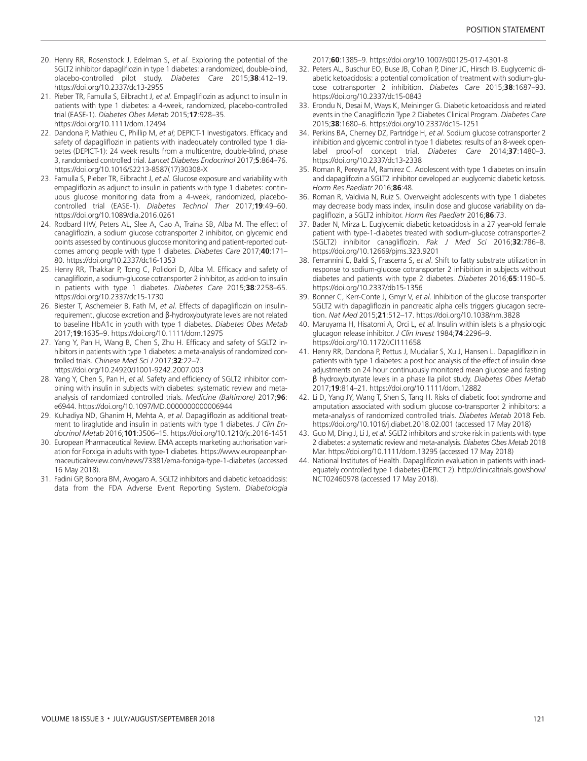20. Henry RR, Rosenstock J, Edelman S, *et al*. Exploring the potential of the SGLT2 inhibitor dapagliflozin in type 1 diabetes: a randomized, double-blind, placebo-controlled pilot study. *Diabetes Care* 2015;**38**:412–19. https://doi.org/10.2337/dc13-2955
21. Pieber TR, Famulla S, Eilbracht J, *et al*. Empagliflozin as adjunct to insulin in patients with type 1 diabetes: a 4-week, randomized, placebo-controlled trial (EASE-1). *Diabetes Obes Metab* 2015;**17**:928–35. https://doi.org/10.1111/dom.12494
22. Dandona P, Mathieu C, Phillip M, *et al*; DEPICT-1 Investigators. Efficacy and safety of dapagliflozin in patients with inadequately controlled type 1 diabetes (DEPICT-1): 24 week results from a multicentre, double-blind, phase 3, randomised controlled trial. *Lancet Diabetes Endocrinol* 2017;**5**:864–76. https://doi.org/10.1016/S2213-8587(17)30308-X
23. Famulla S, Pieber TR, Eilbracht J, *et al*. Glucose exposure and variability with empagliflozin as adjunct to insulin in patients with type 1 diabetes: continuous glucose monitoring data from a 4-week, randomized, placebo-controlled trial (EASE-1). *Diabetes Technol Ther* 2017;**19**:49–60. https://doi.org/10.1089/dia.2016.0261
24. Rodbard HW, Peters AL, Slee A, Cao A, Traina SB, Alba M. The effect of canagliflozin, a sodium glucose cotransporter 2 inhibitor, on glycemic end points assessed by continuous glucose monitoring and patient-reported outcomes among people with type 1 diabetes. *Diabetes Care* 2017;**40**:171–80. https://doi.org/10.2337/dc16-1353
25. Henry RR, Thakkar P, Tong C, Polidori D, Alba M. Efficacy and safety of canagliflozin, a sodium-glucose cotransporter 2 inhibitor, as add-on to insulin in patients with type 1 diabetes. *Diabetes Care* 2015;**38**:2258–65. https://doi.org/10.2337/dc15-1730
26. Biester T, Aschemeier B, Fath M, *et al*. Effects of dapagliflozin on insulin-requirement, glucose excretion and β-hydroxybutyrate levels are not related to baseline HbA1c in youth with type 1 diabetes. *Diabetes Obes Metab* 2017;**19**:1635–9. https://doi.org/10.1111/dom.12975
27. Yang Y, Pan H, Wang B, Chen S, Zhu H. Efficacy and safety of SGLT2 inhibitors in patients with type 1 diabetes: a meta-analysis of randomized controlled trials. *Chinese Med Sci J* 2017;**32**:22–7. https://doi.org/10.24920/J1001-9242.2007.003
28. Yang Y, Chen S, Pan H, *et al*. Safety and efficiency of SGLT2 inhibitor combining with insulin in subjects with diabetes: systematic review and meta-analysis of randomized controlled trials. *Medicine (Baltimore)* 2017;**96**: e6944. https://doi.org/10.1097/MD.0000000000006944
29. Kuhadiya ND, Ghanim H, Mehta A, *et al*. Dapagliflozin as additional treatment to liraglutide and insulin in patients with type 1 diabetes. *J Clin Endocrinol Metab* 2016;**101**:3506–15. https://doi.org/10.1210/jc.2016-1451
30. European Pharmaceutical Review. EMA accepts marketing authorisation variation for Forxiga in adults with type-1 diabetes. https://www.europeanpharmaceuticalreview.com/news/73381/ema-forxiga-type-1-diabetes (accessed 16 May 2018).
31. Fadini GP, Bonora BM, Avogaro A. SGLT2 inhibitors and diabetic ketoacidosis: data from the FDA Adverse Event Reporting System. *Diabetologia* 2017;**60**:1385–9. https://doi.org/10.1007/s00125-017-4301-8
32. Peters AL, Buschur EO, Buse JB, Cohan P, Diner JC, Hirsch IB. Euglycemic diabetic ketoacidosis: a potential complication of treatment with sodium-glucose cotransporter 2 inhibition. *Diabetes Care* 2015;**38**:1687–93. https://doi.org/10.2337/dc15-0843
33. Erondu N, Desai M, Ways K, Meininger G. Diabetic ketoacidosis and related events in the Canagliflozin Type 2 Diabetes Clinical Program. *Diabetes Care* 2015;**38**:1680–6. https://doi.org/10.2337/dc15-1251
34. Perkins BA, Cherney DZ, Partridge H, *et al*. Sodium glucose cotransporter 2 inhibition and glycemic control in type 1 diabetes: results of an 8-week open-label proof-of concept trial. *Diabetes Care* 2014;**37**:1480–3. https://doi.org/10.2337/dc13-2338
35. Roman R, Pereyra M, Ramirez C. Adolescent with type 1 diabetes on insulin and dapaglifozin a SGLT2 inhibitor developed an euglycemic diabetic ketosis. *Horm Res Paediatr* 2016;**86**:48.
36. Roman R, Valdivia N, Ruiz S. Overweight adolescents with type 1 diabetes may decrease body mass index, insulin dose and glucose variability on dapagliflozin, a SGLT2 inhibitor. *Horm Res Paediatr* 2016;**86**:73.
37. Bader N, Mirza L. Euglycemic diabetic ketoacidosis in a 27 year-old female patient with type-1-diabetes treated with sodium-glucose cotransporter-2 (SGLT2) inhibitor canagliflozin. *Pak J Med Sci* 2016;**32**:786–8. https://doi.org/10.12669/pjms.323.9201
38. Ferrannini E, Baldi S, Frascerra S, *et al*. Shift to fatty substrate utilization in response to sodium-glucose cotransporter 2 inhibition in subjects without diabetes and patients with type 2 diabetes. *Diabetes* 2016;**65**:1190–5. https://doi.org/10.2337/db15-1356
39. Bonner C, Kerr-Conte J, Gmyr V, *et al*. Inhibition of the glucose transporter SGLT2 with dapagliflozin in pancreatic alpha cells triggers glucagon secretion. *Nat Med* 2015;**21**:512–17. https://doi.org/10.1038/nm.3828
40. Maruyama H, Hisatomi A, Orci L, *et al*. Insulin within islets is a physiologic glucagon release inhibitor. *J Clin Invest* 1984;**74**:2296–9. https://doi.org/10.1172/JCI111658
41. Henry RR, Dandona P, Pettus J, Mudaliar S, Xu J, Hansen L. Dapagliflozin in patients with type 1 diabetes: a post hoc analysis of the effect of insulin dose adjustments on 24 hour continuously monitored mean glucose and fasting β hydroxybutyrate levels in a phase IIa pilot study. *Diabetes Obes Metab* 2017;**19**:814–21. https://doi.org/10.1111/dom.12882
42. Li D, Yang JY, Wang T, Shen S, Tang H. Risks of diabetic foot syndrome and amputation associated with sodium glucose co-transporter 2 inhibitors: a meta-analysis of randomized controlled trials. *Diabetes Metab* 2018 Feb. https://doi.org/10.1016/j.diabet.2018.02.001 (accessed 17 May 2018)
43. Guo M, Ding J, Li J, *et al*. SGLT2 inhibitors and stroke risk in patients with type 2 diabetes: a systematic review and meta-analysis. *Diabetes Obes Metab* 2018 Mar. https://doi.org/10.1111/dom.13295 (accessed 17 May 2018)
44. National Institutes of Health. Dapagliflozin evaluation in patients with inadequately controlled type 1 diabetes (DEPICT 2). http://clinicaltrials.gov/show/NCT02460978 (accessed 17 May 2018).